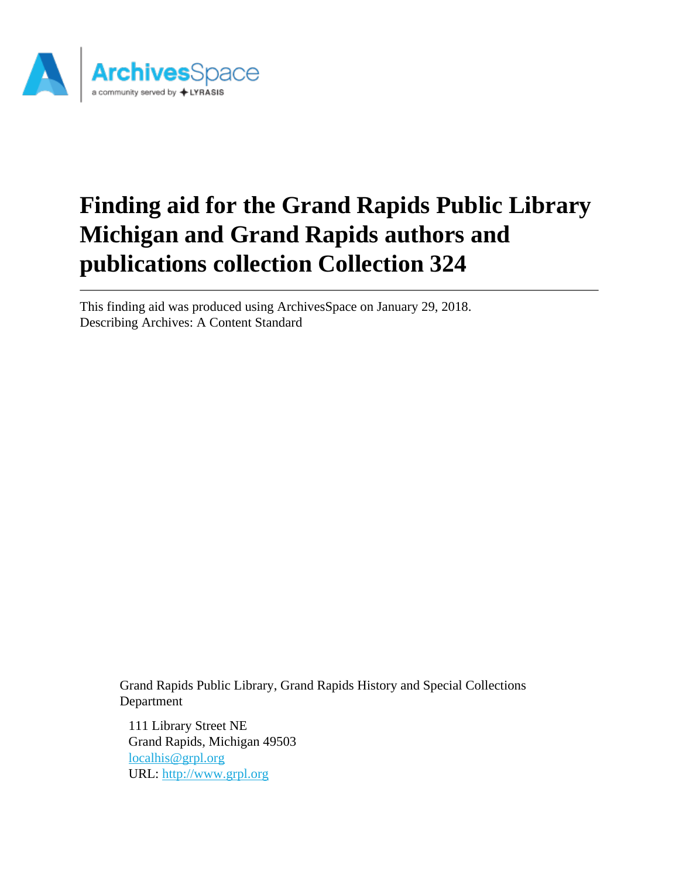# Finding aid for the Grand Rapids Public Library Michigan and Grand Rapids authors and publications collection Collection 324

This finding aid was produced using ArchivesSpace on January 29, 2018.
Describing Archives: A Content Standard

Grand Rapids Public Library, Grand Rapids History and Special Collections Department

111 Library Street NE
Grand Rapids, Michigan 49503
localhis@grpl.org
URL: http://www.grpl.org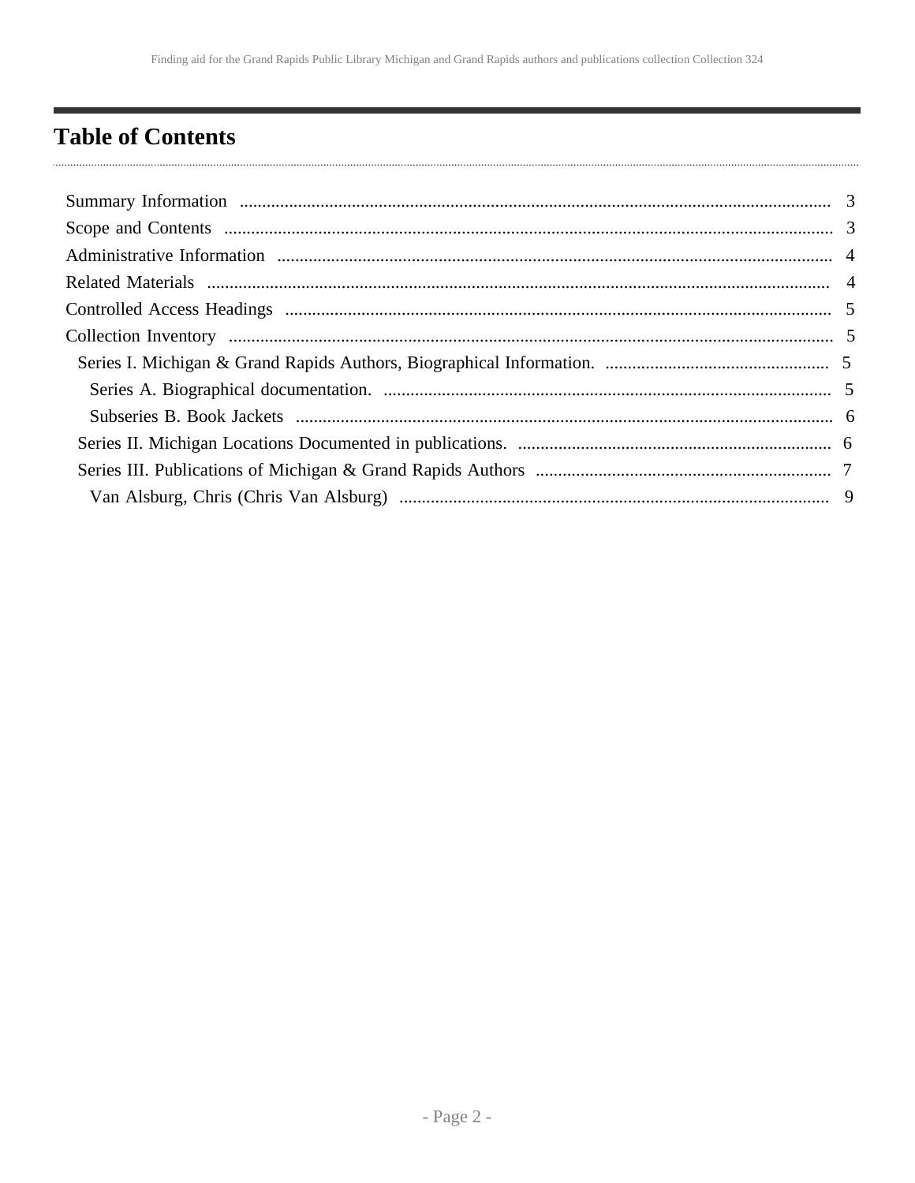# Table of Contents

- Summary Information ... 3
- Scope and Contents ... 3
- Administrative Information ... 4
- Related Materials ... 4
- Controlled Access Headings ... 5
- Collection Inventory ... 5
  - Series I. Michigan & Grand Rapids Authors, Biographical Information. ... 5
    - Series A. Biographical documentation. ... 5
    - Subseries B. Book Jackets ... 6
  - Series II. Michigan Locations Documented in publications. ... 6
  - Series III. Publications of Michigan & Grand Rapids Authors ... 7
    - Van Alsburg, Chris (Chris Van Alsburg) ... 9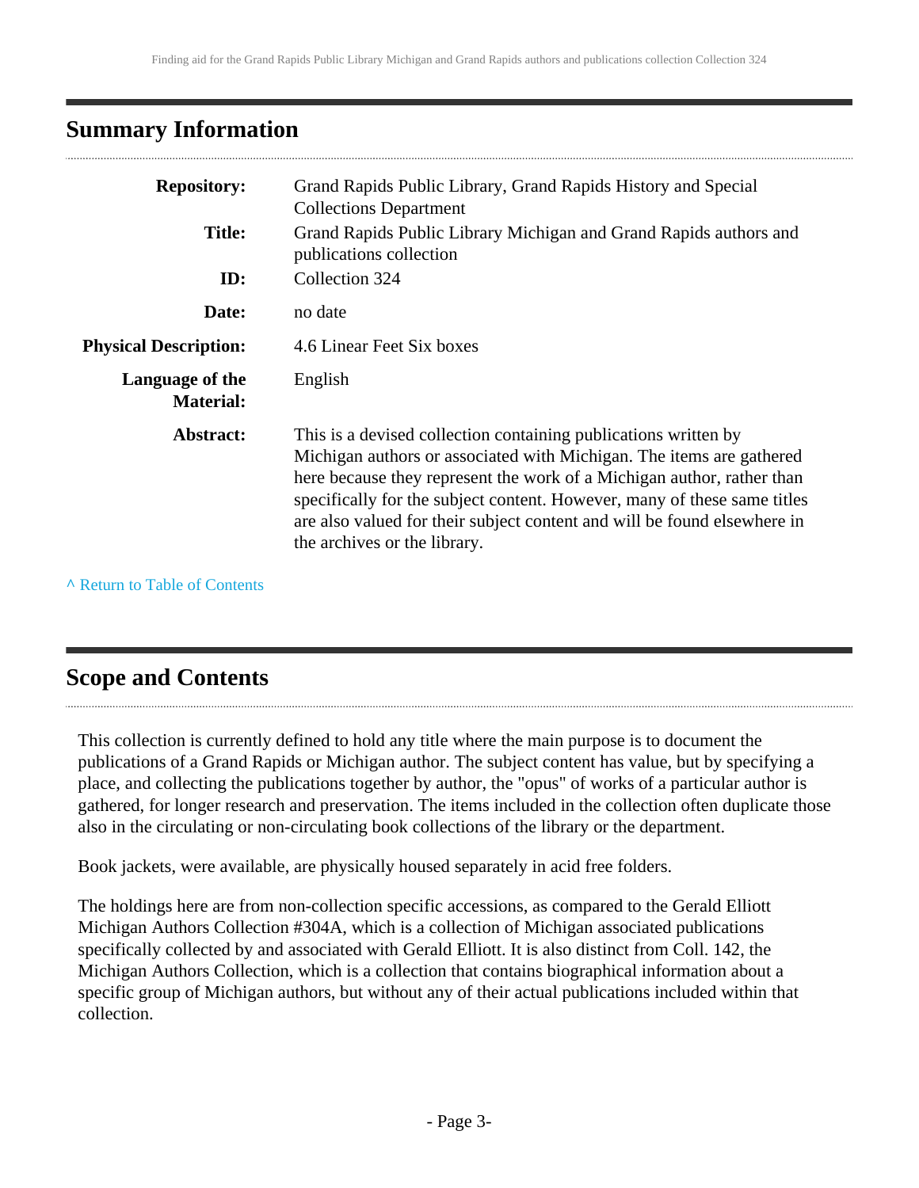## Summary Information

| | |
|---|---|
| **Repository:** | Grand Rapids Public Library, Grand Rapids History and Special Collections Department |
| **Title:** | Grand Rapids Public Library Michigan and Grand Rapids authors and publications collection |
| **ID:** | Collection 324 |
| **Date:** | no date |
| **Physical Description:** | 4.6 Linear Feet Six boxes |
| **Language of the Material:** | English |
| **Abstract:** | This is a devised collection containing publications written by Michigan authors or associated with Michigan. The items are gathered here because they represent the work of a Michigan author, rather than specifically for the subject content. However, many of these same titles are also valued for their subject content and will be found elsewhere in the archives or the library. |

^ Return to Table of Contents

## Scope and Contents

This collection is currently defined to hold any title where the main purpose is to document the publications of a Grand Rapids or Michigan author. The subject content has value, but by specifying a place, and collecting the publications together by author, the "opus" of works of a particular author is gathered, for longer research and preservation. The items included in the collection often duplicate those also in the circulating or non-circulating book collections of the library or the department.

Book jackets, were available, are physically housed separately in acid free folders.

The holdings here are from non-collection specific accessions, as compared to the Gerald Elliott Michigan Authors Collection #304A, which is a collection of Michigan associated publications specifically collected by and associated with Gerald Elliott. It is also distinct from Coll. 142, the Michigan Authors Collection, which is a collection that contains biographical information about a specific group of Michigan authors, but without any of their actual publications included within that collection.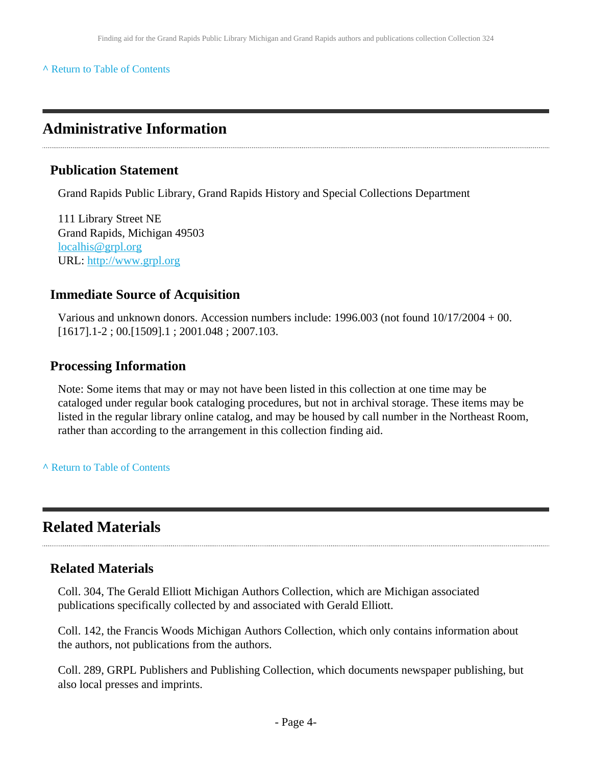^ Return to Table of Contents

## Administrative Information

### Publication Statement

Grand Rapids Public Library, Grand Rapids History and Special Collections Department

111 Library Street NE
Grand Rapids, Michigan 49503
localhis@grpl.org
URL: http://www.grpl.org

### Immediate Source of Acquisition

Various and unknown donors. Accession numbers include: 1996.003 (not found 10/17/2004 + 00.[1617].1-2 ; 00.[1509].1 ; 2001.048 ; 2007.103.

### Processing Information

Note: Some items that may or may not have been listed in this collection at one time may be cataloged under regular book cataloging procedures, but not in archival storage. These items may be listed in the regular library online catalog, and may be housed by call number in the Northeast Room, rather than according to the arrangement in this collection finding aid.

^ Return to Table of Contents

## Related Materials

### Related Materials

Coll. 304, The Gerald Elliott Michigan Authors Collection, which are Michigan associated publications specifically collected by and associated with Gerald Elliott.

Coll. 142, the Francis Woods Michigan Authors Collection, which only contains information about the authors, not publications from the authors.

Coll. 289, GRPL Publishers and Publishing Collection, which documents newspaper publishing, but also local presses and imprints.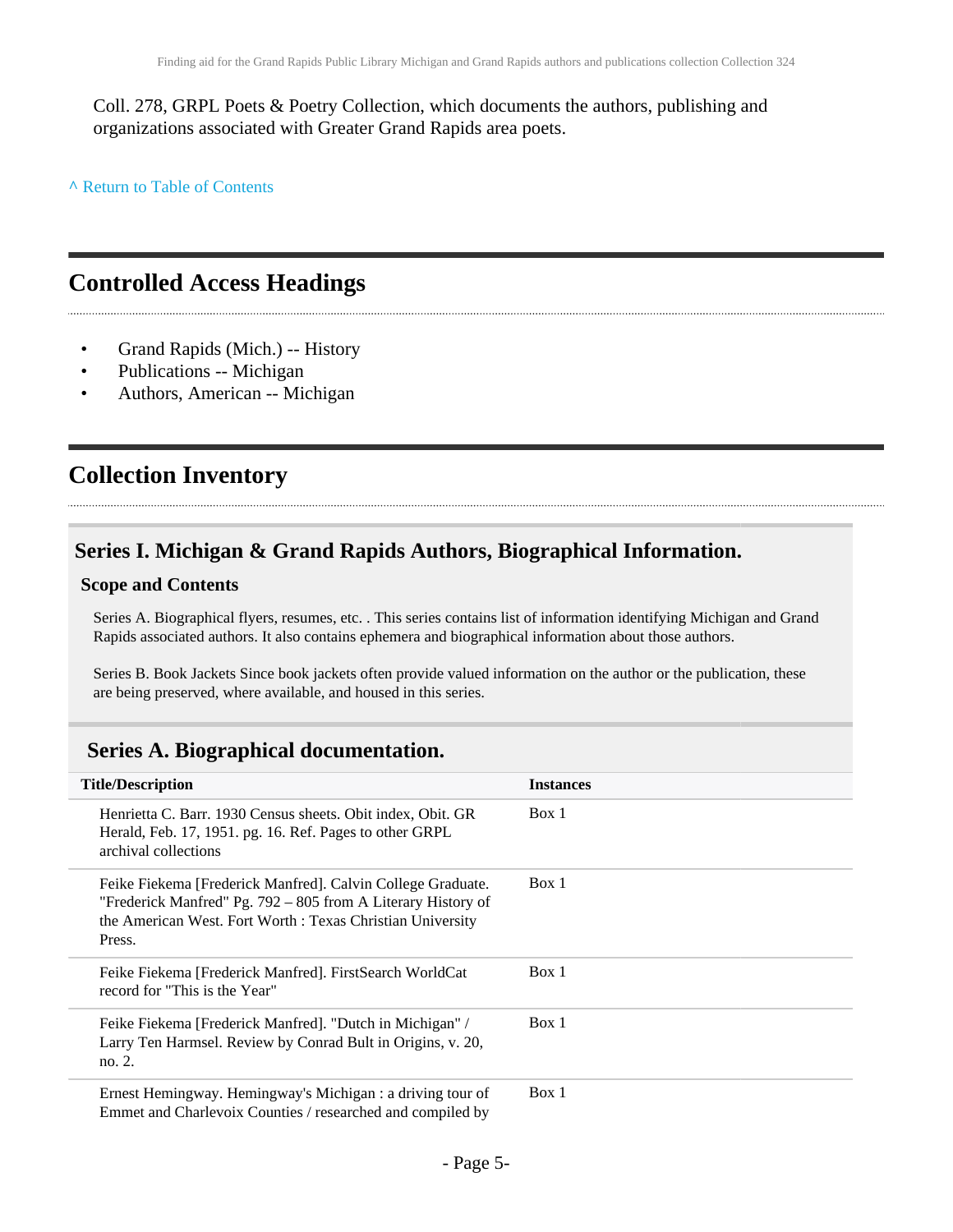Coll. 278, GRPL Poets & Poetry Collection, which documents the authors, publishing and organizations associated with Greater Grand Rapids area poets.

^ Return to Table of Contents

## Controlled Access Headings

- Grand Rapids (Mich.) -- History
- Publications -- Michigan
- Authors, American -- Michigan

## Collection Inventory

### Series I. Michigan & Grand Rapids Authors, Biographical Information.

#### Scope and Contents

Series A. Biographical flyers, resumes, etc. . This series contains list of information identifying Michigan and Grand Rapids associated authors. It also contains ephemera and biographical information about those authors.

Series B. Book Jackets Since book jackets often provide valued information on the author or the publication, these are being preserved, where available, and housed in this series.

### Series A. Biographical documentation.

| Title/Description | Instances |
| --- | --- |
| Henrietta C. Barr. 1930 Census sheets. Obit index, Obit. GR Herald, Feb. 17, 1951. pg. 16. Ref. Pages to other GRPL archival collections | Box 1 |
| Feike Fiekema [Frederick Manfred]. Calvin College Graduate. "Frederick Manfred" Pg. 792 – 805 from A Literary History of the American West. Fort Worth : Texas Christian University Press. | Box 1 |
| Feike Fiekema [Frederick Manfred]. FirstSearch WorldCat record for "This is the Year" | Box 1 |
| Feike Fiekema [Frederick Manfred]. "Dutch in Michigan" / Larry Ten Harmsel. Review by Conrad Bult in Origins, v. 20, no. 2. | Box 1 |
| Ernest Hemingway. Hemingway's Michigan : a driving tour of Emmet and Charlevoix Counties / researched and compiled by | Box 1 |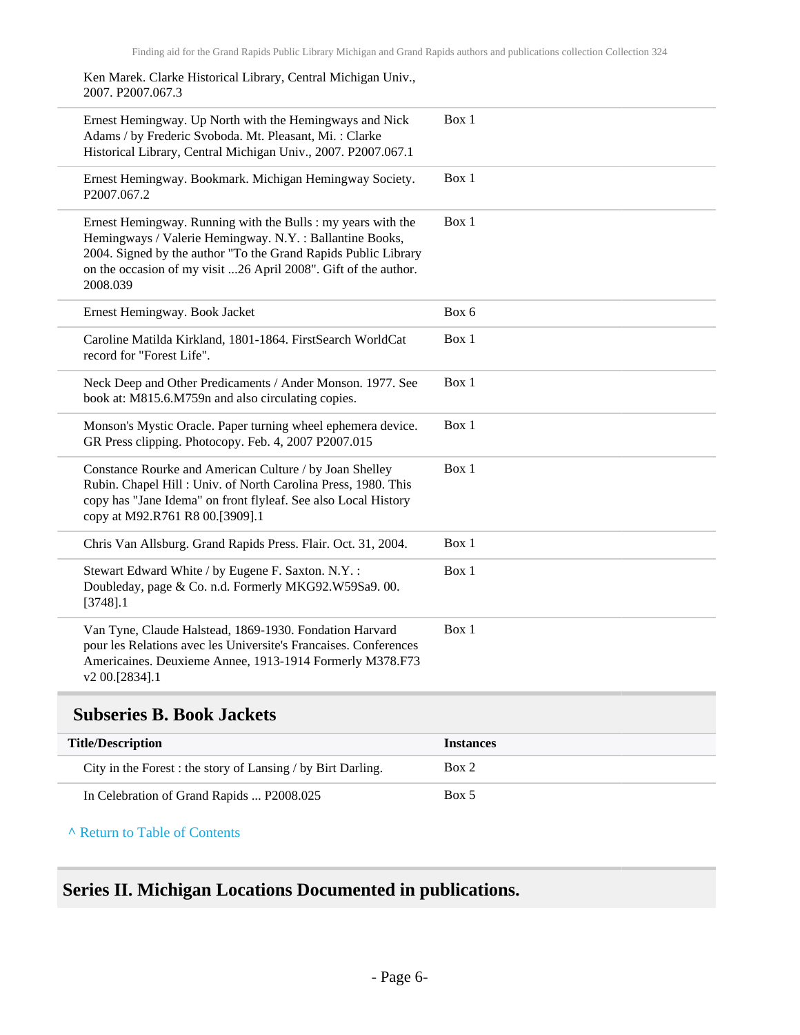| | |
|---|---|
| Ken Marek. Clarke Historical Library, Central Michigan Univ., 2007. P2007.067.3 | |
| Ernest Hemingway. Up North with the Hemingways and Nick Adams / by Frederic Svoboda. Mt. Pleasant, Mi. : Clarke Historical Library, Central Michigan Univ., 2007. P2007.067.1 | Box 1 |
| Ernest Hemingway. Bookmark. Michigan Hemingway Society. P2007.067.2 | Box 1 |
| Ernest Hemingway. Running with the Bulls : my years with the Hemingways / Valerie Hemingway. N.Y. : Ballantine Books, 2004. Signed by the author "To the Grand Rapids Public Library on the occasion of my visit ...26 April 2008". Gift of the author. 2008.039 | Box 1 |
| Ernest Hemingway. Book Jacket | Box 6 |
| Caroline Matilda Kirkland, 1801-1864. FirstSearch WorldCat record for "Forest Life". | Box 1 |
| Neck Deep and Other Predicaments / Ander Monson. 1977. See book at: M815.6.M759n and also circulating copies. | Box 1 |
| Monson's Mystic Oracle. Paper turning wheel ephemera device. GR Press clipping. Photocopy. Feb. 4, 2007 P2007.015 | Box 1 |
| Constance Rourke and American Culture / by Joan Shelley Rubin. Chapel Hill : Univ. of North Carolina Press, 1980. This copy has "Jane Idema" on front flyleaf. See also Local History copy at M92.R761 R8 00.[3909].1 | Box 1 |
| Chris Van Allsburg. Grand Rapids Press. Flair. Oct. 31, 2004. | Box 1 |
| Stewart Edward White / by Eugene F. Saxton. N.Y. : Doubleday, page & Co. n.d. Formerly MKG92.W59Sa9. 00. [3748].1 | Box 1 |
| Van Tyne, Claude Halstead, 1869-1930. Fondation Harvard pour les Relations avec les Universite's Francaises. Conferences Americaines. Deuxieme Annee, 1913-1914 Formerly M378.F73 v2 00.[2834].1 | Box 1 |

## Subseries B. Book Jackets

| Title/Description | Instances |
|---|---|
| City in the Forest : the story of Lansing / by Birt Darling. | Box 2 |
| In Celebration of Grand Rapids ... P2008.025 | Box 5 |

^ Return to Table of Contents

## Series II. Michigan Locations Documented in publications.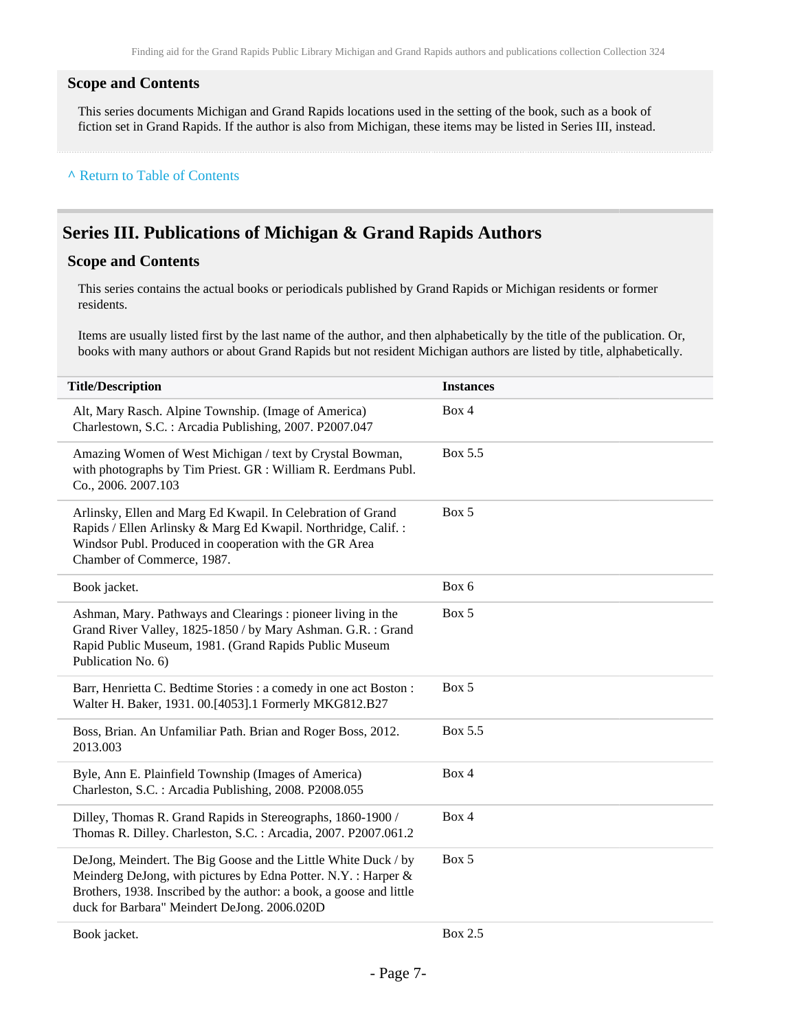### Scope and Contents

This series documents Michigan and Grand Rapids locations used in the setting of the book, such as a book of fiction set in Grand Rapids. If the author is also from Michigan, these items may be listed in Series III, instead.

^ Return to Table of Contents

## Series III. Publications of Michigan & Grand Rapids Authors

### Scope and Contents

This series contains the actual books or periodicals published by Grand Rapids or Michigan residents or former residents.

Items are usually listed first by the last name of the author, and then alphabetically by the title of the publication. Or, books with many authors or about Grand Rapids but not resident Michigan authors are listed by title, alphabetically.

| Title/Description | Instances |
|---|---|
| Alt, Mary Rasch. Alpine Township. (Image of America) Charlestown, S.C. : Arcadia Publishing, 2007. P2007.047 | Box 4 |
| Amazing Women of West Michigan / text by Crystal Bowman, with photographs by Tim Priest. GR : William R. Eerdmans Publ. Co., 2006. 2007.103 | Box 5.5 |
| Arlinsky, Ellen and Marg Ed Kwapil. In Celebration of Grand Rapids / Ellen Arlinsky & Marg Ed Kwapil. Northridge, Calif. : Windsor Publ. Produced in cooperation with the GR Area Chamber of Commerce, 1987. | Box 5 |
| Book jacket. | Box 6 |
| Ashman, Mary. Pathways and Clearings : pioneer living in the Grand River Valley, 1825-1850 / by Mary Ashman. G.R. : Grand Rapid Public Museum, 1981. (Grand Rapids Public Museum Publication No. 6) | Box 5 |
| Barr, Henrietta C. Bedtime Stories : a comedy in one act Boston : Walter H. Baker, 1931. 00.[4053].1 Formerly MKG812.B27 | Box 5 |
| Boss, Brian. An Unfamiliar Path. Brian and Roger Boss, 2012. 2013.003 | Box 5.5 |
| Byle, Ann E. Plainfield Township (Images of America) Charleston, S.C. : Arcadia Publishing, 2008. P2008.055 | Box 4 |
| Dilley, Thomas R. Grand Rapids in Stereographs, 1860-1900 / Thomas R. Dilley. Charleston, S.C. : Arcadia, 2007. P2007.061.2 | Box 4 |
| DeJong, Meindert. The Big Goose and the Little White Duck / by Meinderg DeJong, with pictures by Edna Potter. N.Y. : Harper & Brothers, 1938. Inscribed by the author: a book, a goose and little duck for Barbara" Meindert DeJong. 2006.020D | Box 5 |
| Book jacket. | Box 2.5 |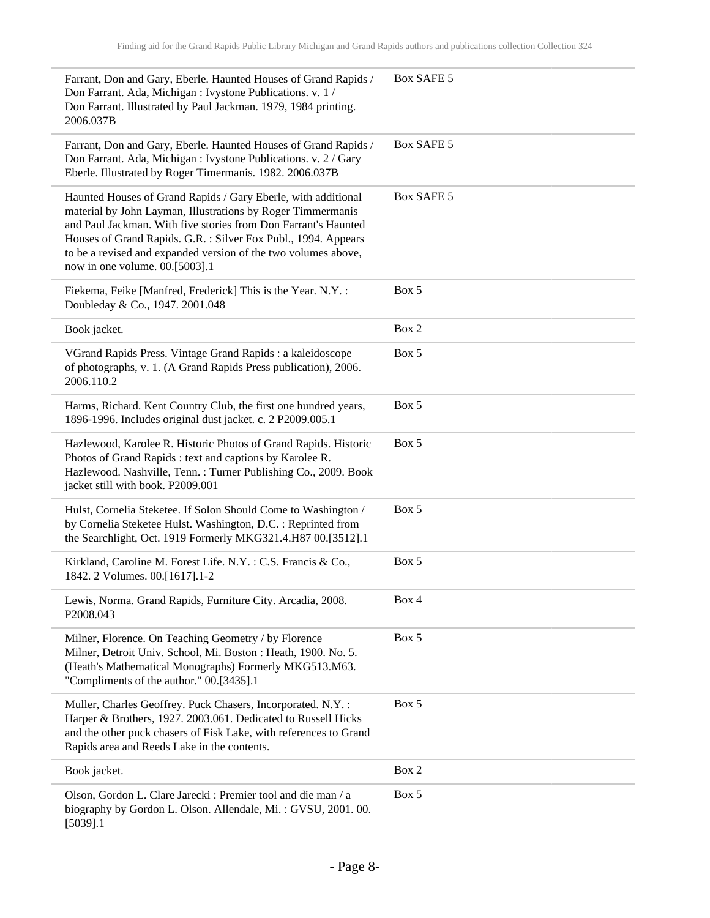| | |
|---|---|
| Farrant, Don and Gary, Eberle. Haunted Houses of Grand Rapids / Don Farrant. Ada, Michigan : Ivystone Publications. v. 1 / Don Farrant. Illustrated by Paul Jackman. 1979, 1984 printing. 2006.037B | Box SAFE 5 |
| Farrant, Don and Gary, Eberle. Haunted Houses of Grand Rapids / Don Farrant. Ada, Michigan : Ivystone Publications. v. 2 / Gary Eberle. Illustrated by Roger Timermanis. 1982. 2006.037B | Box SAFE 5 |
| Haunted Houses of Grand Rapids / Gary Eberle, with additional material by John Layman, Illustrations by Roger Timmermanis and Paul Jackman. With five stories from Don Farrant's Haunted Houses of Grand Rapids. G.R. : Silver Fox Publ., 1994. Appears to be a revised and expanded version of the two volumes above, now in one volume. 00.[5003].1 | Box SAFE 5 |
| Fiekema, Feike [Manfred, Frederick] This is the Year. N.Y. : Doubleday & Co., 1947. 2001.048 | Box 5 |
| Book jacket. | Box 2 |
| VGrand Rapids Press. Vintage Grand Rapids : a kaleidoscope of photographs, v. 1. (A Grand Rapids Press publication), 2006. 2006.110.2 | Box 5 |
| Harms, Richard. Kent Country Club, the first one hundred years, 1896-1996. Includes original dust jacket. c. 2 P2009.005.1 | Box 5 |
| Hazlewood, Karolee R. Historic Photos of Grand Rapids. Historic Photos of Grand Rapids : text and captions by Karolee R. Hazlewood. Nashville, Tenn. : Turner Publishing Co., 2009. Book jacket still with book. P2009.001 | Box 5 |
| Hulst, Cornelia Steketee. If Solon Should Come to Washington / by Cornelia Steketee Hulst. Washington, D.C. : Reprinted from the Searchlight, Oct. 1919 Formerly MKG321.4.H87 00.[3512].1 | Box 5 |
| Kirkland, Caroline M. Forest Life. N.Y. : C.S. Francis & Co., 1842. 2 Volumes. 00.[1617].1-2 | Box 5 |
| Lewis, Norma. Grand Rapids, Furniture City. Arcadia, 2008. P2008.043 | Box 4 |
| Milner, Florence. On Teaching Geometry / by Florence Milner, Detroit Univ. School, Mi. Boston : Heath, 1900. No. 5. (Heath's Mathematical Monographs) Formerly MKG513.M63. "Compliments of the author." 00.[3435].1 | Box 5 |
| Muller, Charles Geoffrey. Puck Chasers, Incorporated. N.Y. : Harper & Brothers, 1927. 2003.061. Dedicated to Russell Hicks and the other puck chasers of Fisk Lake, with references to Grand Rapids area and Reeds Lake in the contents. | Box 5 |
| Book jacket. | Box 2 |
| Olson, Gordon L. Clare Jarecki : Premier tool and die man / a biography by Gordon L. Olson. Allendale, Mi. : GVSU, 2001. 00. [5039].1 | Box 5 |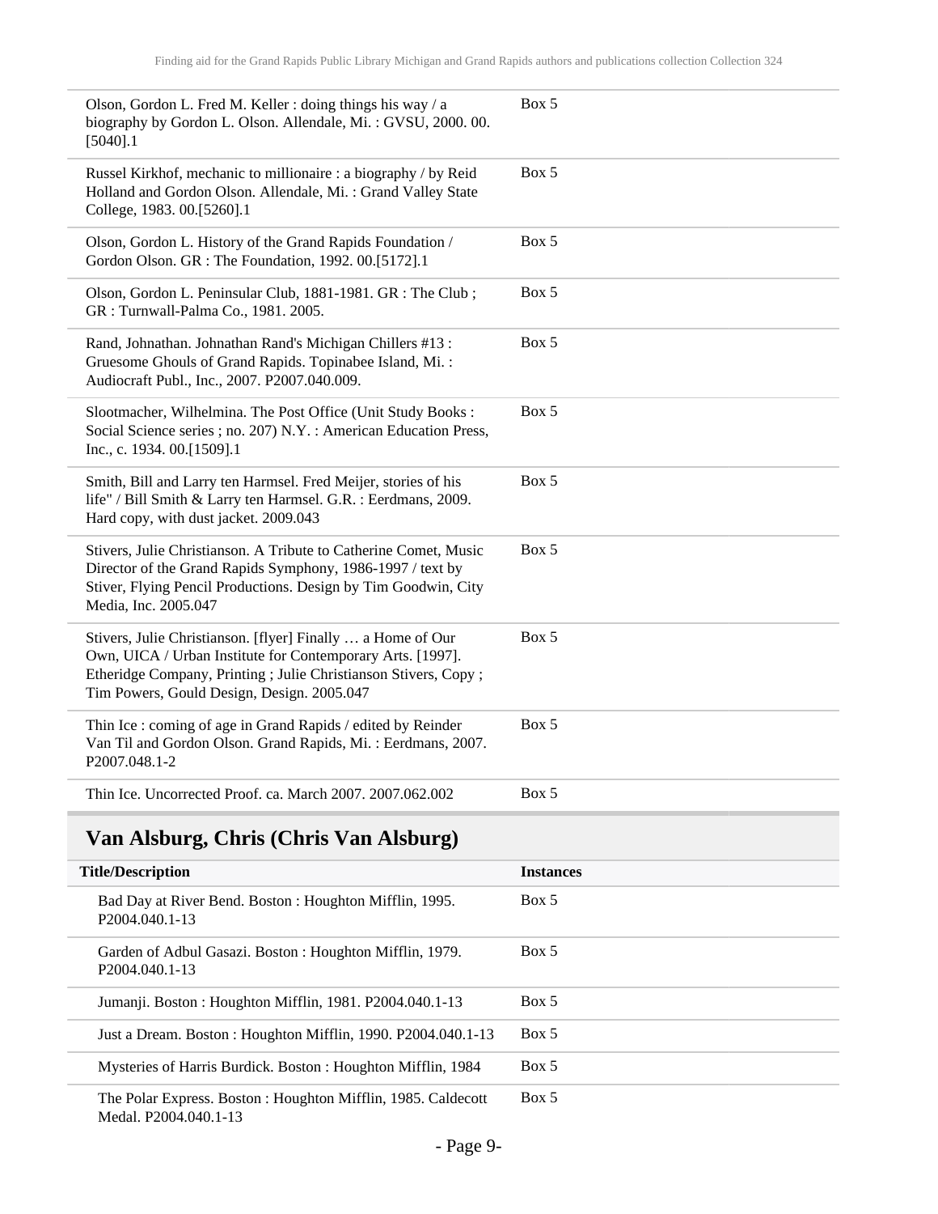| | |
|---|---|
| Olson, Gordon L. Fred M. Keller : doing things his way / a biography by Gordon L. Olson. Allendale, Mi. : GVSU, 2000. 00.[5040].1 | Box 5 |
| Russel Kirkhof, mechanic to millionaire : a biography / by Reid Holland and Gordon Olson. Allendale, Mi. : Grand Valley State College, 1983. 00.[5260].1 | Box 5 |
| Olson, Gordon L. History of the Grand Rapids Foundation / Gordon Olson. GR : The Foundation, 1992. 00.[5172].1 | Box 5 |
| Olson, Gordon L. Peninsular Club, 1881-1981. GR : The Club ; GR : Turnwall-Palma Co., 1981. 2005. | Box 5 |
| Rand, Johnathan. Johnathan Rand's Michigan Chillers #13 : Gruesome Ghouls of Grand Rapids. Topinabee Island, Mi. : Audiocraft Publ., Inc., 2007. P2007.040.009. | Box 5 |
| Slootmacher, Wilhelmina. The Post Office (Unit Study Books : Social Science series ; no. 207) N.Y. : American Education Press, Inc., c. 1934. 00.[1509].1 | Box 5 |
| Smith, Bill and Larry ten Harmsel. Fred Meijer, stories of his life" / Bill Smith & Larry ten Harmsel. G.R. : Eerdmans, 2009. Hard copy, with dust jacket. 2009.043 | Box 5 |
| Stivers, Julie Christianson. A Tribute to Catherine Comet, Music Director of the Grand Rapids Symphony, 1986-1997 / text by Stiver, Flying Pencil Productions. Design by Tim Goodwin, City Media, Inc. 2005.047 | Box 5 |
| Stivers, Julie Christianson. [flyer] Finally … a Home of Our Own, UICA / Urban Institute for Contemporary Arts. [1997]. Etheridge Company, Printing ; Julie Christianson Stivers, Copy ; Tim Powers, Gould Design, Design. 2005.047 | Box 5 |
| Thin Ice : coming of age in Grand Rapids / edited by Reinder Van Til and Gordon Olson. Grand Rapids, Mi. : Eerdmans, 2007. P2007.048.1-2 | Box 5 |
| Thin Ice. Uncorrected Proof. ca. March 2007. 2007.062.002 | Box 5 |

## Van Alsburg, Chris (Chris Van Alsburg)

| Title/Description | Instances |
|---|---|
| Bad Day at River Bend. Boston : Houghton Mifflin, 1995. P2004.040.1-13 | Box 5 |
| Garden of Adbul Gasazi. Boston : Houghton Mifflin, 1979. P2004.040.1-13 | Box 5 |
| Jumanji. Boston : Houghton Mifflin, 1981. P2004.040.1-13 | Box 5 |
| Just a Dream. Boston : Houghton Mifflin, 1990. P2004.040.1-13 | Box 5 |
| Mysteries of Harris Burdick. Boston : Houghton Mifflin, 1984 | Box 5 |
| The Polar Express. Boston : Houghton Mifflin, 1985. Caldecott Medal. P2004.040.1-13 | Box 5 |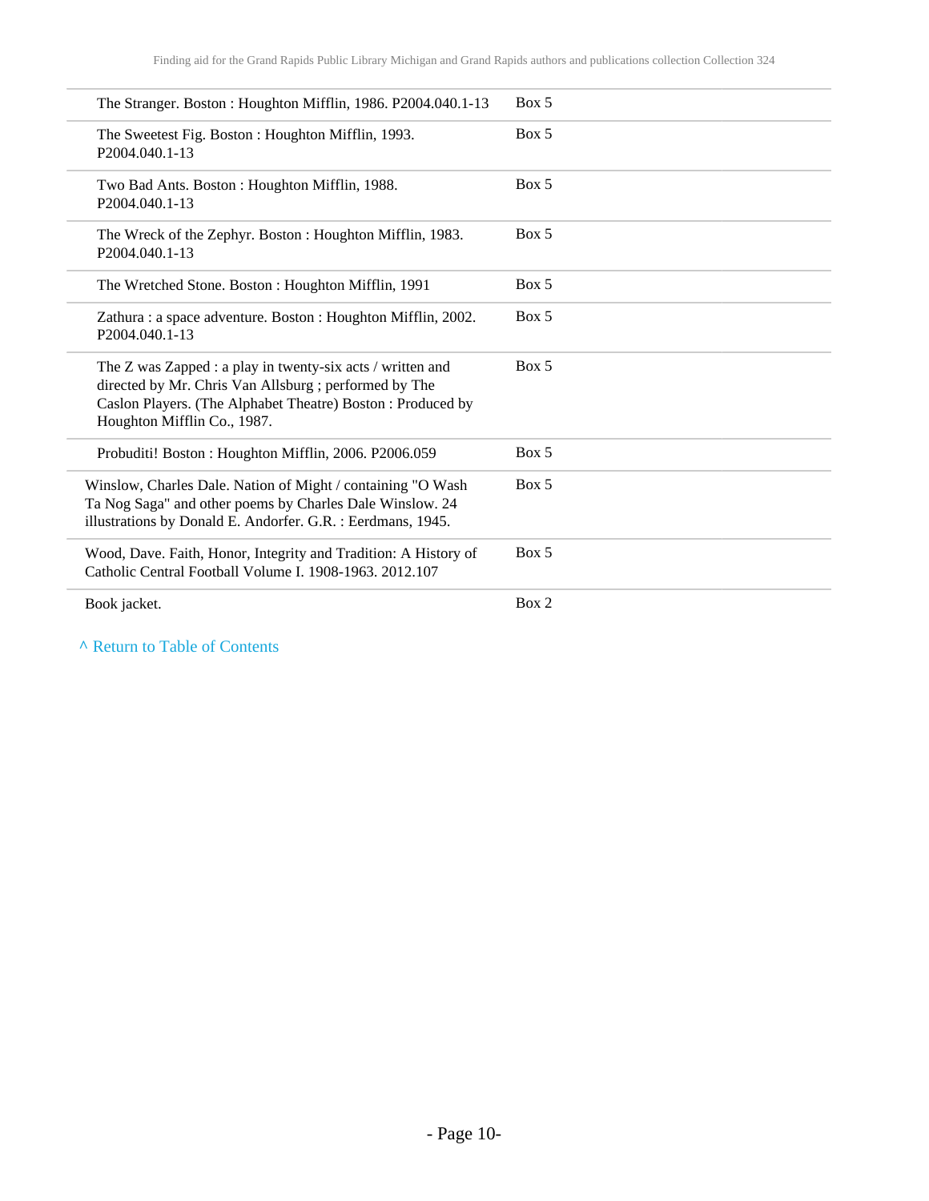| | |
|---|---|
| The Stranger. Boston : Houghton Mifflin, 1986. P2004.040.1-13 | Box 5 |
| The Sweetest Fig. Boston : Houghton Mifflin, 1993. P2004.040.1-13 | Box 5 |
| Two Bad Ants. Boston : Houghton Mifflin, 1988. P2004.040.1-13 | Box 5 |
| The Wreck of the Zephyr. Boston : Houghton Mifflin, 1983. P2004.040.1-13 | Box 5 |
| The Wretched Stone. Boston : Houghton Mifflin, 1991 | Box 5 |
| Zathura : a space adventure. Boston : Houghton Mifflin, 2002. P2004.040.1-13 | Box 5 |
| The Z was Zapped : a play in twenty-six acts / written and directed by Mr. Chris Van Allsburg ; performed by The Caslon Players. (The Alphabet Theatre) Boston : Produced by Houghton Mifflin Co., 1987. | Box 5 |
| Probuditi! Boston : Houghton Mifflin, 2006. P2006.059 | Box 5 |
| Winslow, Charles Dale. Nation of Might / containing "O Wash Ta Nog Saga" and other poems by Charles Dale Winslow. 24 illustrations by Donald E. Andorfer. G.R. : Eerdmans, 1945. | Box 5 |
| Wood, Dave. Faith, Honor, Integrity and Tradition: A History of Catholic Central Football Volume I. 1908-1963. 2012.107 | Box 5 |
| Book jacket. | Box 2 |

^ Return to Table of Contents